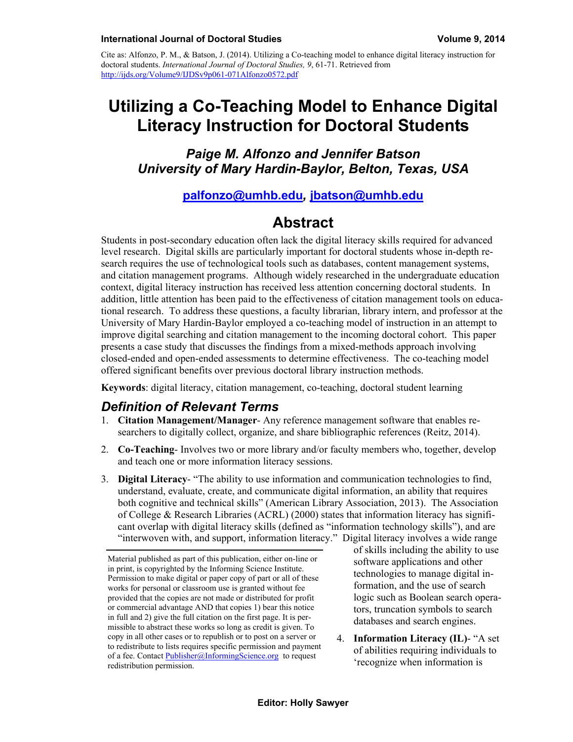Cite as: Alfonzo, P. M., & Batson, J. (2014). Utilizing a Co-teaching model to enhance digital literacy instruction for doctoral students. *International Journal of Doctoral Studies, 9*, 61-71. Retrieved from http://ijds.org/Volume9/IJDSv9p061-071Alfonzo0572.pdf

# Utilizing a Co-Teaching Model to Enhance Digital Literacy Instruction for Doctoral Students

***Paige M. Alfonzo and Jennifer Batson***
***University of Mary Hardin-Baylor, Belton, Texas, USA***

**palfonzo@umhb.edu, jbatson@umhb.edu**

## Abstract

Students in post-secondary education often lack the digital literacy skills required for advanced level research. Digital skills are particularly important for doctoral students whose in-depth research requires the use of technological tools such as databases, content management systems, and citation management programs. Although widely researched in the undergraduate education context, digital literacy instruction has received less attention concerning doctoral students. In addition, little attention has been paid to the effectiveness of citation management tools on educational research. To address these questions, a faculty librarian, library intern, and professor at the University of Mary Hardin-Baylor employed a co-teaching model of instruction in an attempt to improve digital searching and citation management to the incoming doctoral cohort. This paper presents a case study that discusses the findings from a mixed-methods approach involving closed-ended and open-ended assessments to determine effectiveness. The co-teaching model offered significant benefits over previous doctoral library instruction methods.

**Keywords**: digital literacy, citation management, co-teaching, doctoral student learning

## *Definition of Relevant Terms*

1. **Citation Management/Manager**- Any reference management software that enables researchers to digitally collect, organize, and share bibliographic references (Reitz, 2014).
2. **Co-Teaching**- Involves two or more library and/or faculty members who, together, develop and teach one or more information literacy sessions.
3. **Digital Literacy**- "The ability to use information and communication technologies to find, understand, evaluate, create, and communicate digital information, an ability that requires both cognitive and technical skills" (American Library Association, 2013). The Association of College & Research Libraries (ACRL) (2000) states that information literacy has significant overlap with digital literacy skills (defined as "information technology skills"), and are "interwoven with, and support, information literacy." Digital literacy involves a wide range of skills including the ability to use software applications and other technologies to manage digital information, and the use of search logic such as Boolean search operators, truncation symbols to search databases and search engines.
4. **Information Literacy (IL)**- "A set of abilities requiring individuals to 'recognize when information is

Material published as part of this publication, either on-line or in print, is copyrighted by the Informing Science Institute. Permission to make digital or paper copy of part or all of these works for personal or classroom use is granted without fee provided that the copies are not made or distributed for profit or commercial advantage AND that copies 1) bear this notice in full and 2) give the full citation on the first page. It is permissible to abstract these works so long as credit is given. To copy in all other cases or to republish or to post on a server or to redistribute to lists requires specific permission and payment of a fee. Contact Publisher@InformingScience.org to request redistribution permission.

Editor: Holly Sawyer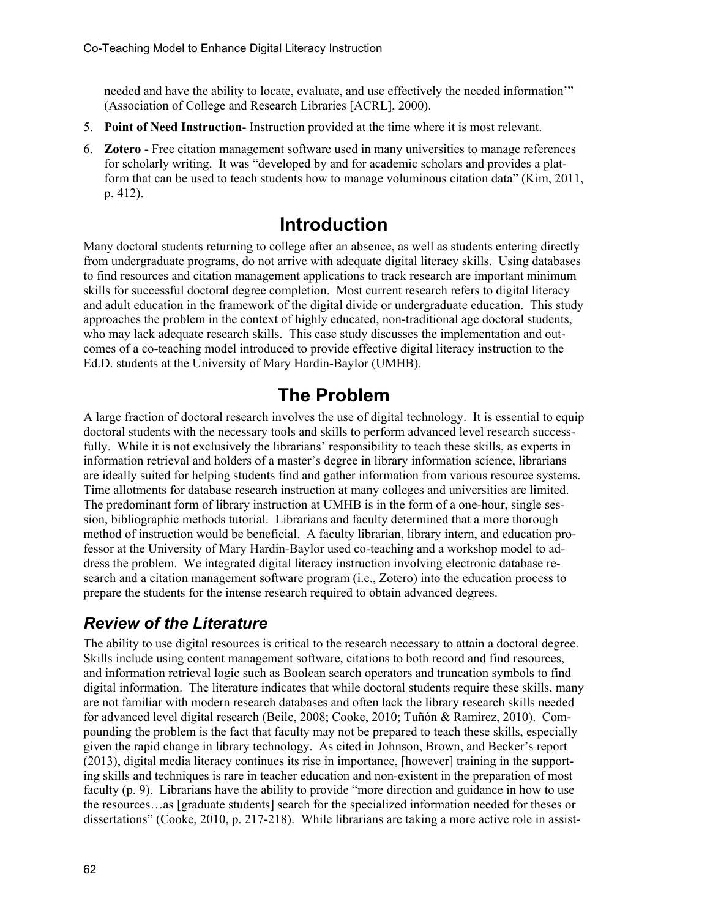needed and have the ability to locate, evaluate, and use effectively the needed information'" (Association of College and Research Libraries [ACRL], 2000).

5. **Point of Need Instruction**- Instruction provided at the time where it is most relevant.
6. **Zotero** - Free citation management software used in many universities to manage references for scholarly writing. It was "developed by and for academic scholars and provides a platform that can be used to teach students how to manage voluminous citation data" (Kim, 2011, p. 412).

# Introduction

Many doctoral students returning to college after an absence, as well as students entering directly from undergraduate programs, do not arrive with adequate digital literacy skills. Using databases to find resources and citation management applications to track research are important minimum skills for successful doctoral degree completion. Most current research refers to digital literacy and adult education in the framework of the digital divide or undergraduate education. This study approaches the problem in the context of highly educated, non-traditional age doctoral students, who may lack adequate research skills. This case study discusses the implementation and outcomes of a co-teaching model introduced to provide effective digital literacy instruction to the Ed.D. students at the University of Mary Hardin-Baylor (UMHB).

# The Problem

A large fraction of doctoral research involves the use of digital technology. It is essential to equip doctoral students with the necessary tools and skills to perform advanced level research successfully. While it is not exclusively the librarians' responsibility to teach these skills, as experts in information retrieval and holders of a master's degree in library information science, librarians are ideally suited for helping students find and gather information from various resource systems. Time allotments for database research instruction at many colleges and universities are limited. The predominant form of library instruction at UMHB is in the form of a one-hour, single session, bibliographic methods tutorial. Librarians and faculty determined that a more thorough method of instruction would be beneficial. A faculty librarian, library intern, and education professor at the University of Mary Hardin-Baylor used co-teaching and a workshop model to address the problem. We integrated digital literacy instruction involving electronic database research and a citation management software program (i.e., Zotero) into the education process to prepare the students for the intense research required to obtain advanced degrees.

## *Review of the Literature*

The ability to use digital resources is critical to the research necessary to attain a doctoral degree. Skills include using content management software, citations to both record and find resources, and information retrieval logic such as Boolean search operators and truncation symbols to find digital information. The literature indicates that while doctoral students require these skills, many are not familiar with modern research databases and often lack the library research skills needed for advanced level digital research (Beile, 2008; Cooke, 2010; Tuñón & Ramirez, 2010). Compounding the problem is the fact that faculty may not be prepared to teach these skills, especially given the rapid change in library technology. As cited in Johnson, Brown, and Becker's report (2013), digital media literacy continues its rise in importance, [however] training in the supporting skills and techniques is rare in teacher education and non-existent in the preparation of most faculty (p. 9). Librarians have the ability to provide "more direction and guidance in how to use the resources…as [graduate students] search for the specialized information needed for theses or dissertations" (Cooke, 2010, p. 217-218). While librarians are taking a more active role in assist-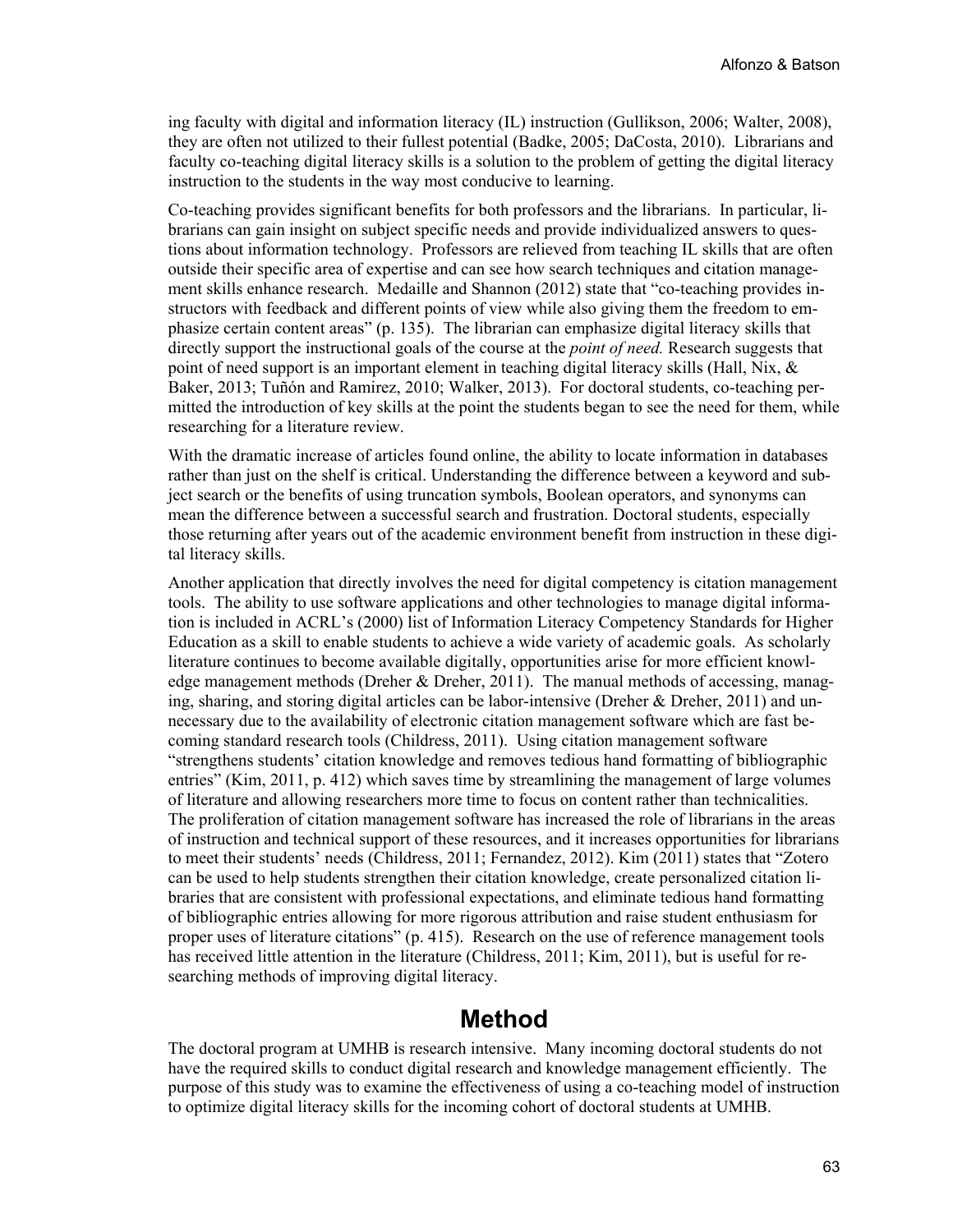ing faculty with digital and information literacy (IL) instruction (Gullikson, 2006; Walter, 2008), they are often not utilized to their fullest potential (Badke, 2005; DaCosta, 2010). Librarians and faculty co-teaching digital literacy skills is a solution to the problem of getting the digital literacy instruction to the students in the way most conducive to learning.

Co-teaching provides significant benefits for both professors and the librarians. In particular, librarians can gain insight on subject specific needs and provide individualized answers to questions about information technology. Professors are relieved from teaching IL skills that are often outside their specific area of expertise and can see how search techniques and citation management skills enhance research. Medaille and Shannon (2012) state that "co-teaching provides instructors with feedback and different points of view while also giving them the freedom to emphasize certain content areas" (p. 135). The librarian can emphasize digital literacy skills that directly support the instructional goals of the course at the *point of need.* Research suggests that point of need support is an important element in teaching digital literacy skills (Hall, Nix, & Baker, 2013; Tuñón and Ramirez, 2010; Walker, 2013). For doctoral students, co-teaching permitted the introduction of key skills at the point the students began to see the need for them, while researching for a literature review.

With the dramatic increase of articles found online, the ability to locate information in databases rather than just on the shelf is critical. Understanding the difference between a keyword and subject search or the benefits of using truncation symbols, Boolean operators, and synonyms can mean the difference between a successful search and frustration. Doctoral students, especially those returning after years out of the academic environment benefit from instruction in these digital literacy skills.

Another application that directly involves the need for digital competency is citation management tools. The ability to use software applications and other technologies to manage digital information is included in ACRL's (2000) list of Information Literacy Competency Standards for Higher Education as a skill to enable students to achieve a wide variety of academic goals. As scholarly literature continues to become available digitally, opportunities arise for more efficient knowledge management methods (Dreher & Dreher, 2011). The manual methods of accessing, managing, sharing, and storing digital articles can be labor-intensive (Dreher & Dreher, 2011) and unnecessary due to the availability of electronic citation management software which are fast becoming standard research tools (Childress, 2011). Using citation management software "strengthens students' citation knowledge and removes tedious hand formatting of bibliographic entries" (Kim, 2011, p. 412) which saves time by streamlining the management of large volumes of literature and allowing researchers more time to focus on content rather than technicalities. The proliferation of citation management software has increased the role of librarians in the areas of instruction and technical support of these resources, and it increases opportunities for librarians to meet their students' needs (Childress, 2011; Fernandez, 2012). Kim (2011) states that "Zotero can be used to help students strengthen their citation knowledge, create personalized citation libraries that are consistent with professional expectations, and eliminate tedious hand formatting of bibliographic entries allowing for more rigorous attribution and raise student enthusiasm for proper uses of literature citations" (p. 415). Research on the use of reference management tools has received little attention in the literature (Childress, 2011; Kim, 2011), but is useful for researching methods of improving digital literacy.

# Method

The doctoral program at UMHB is research intensive. Many incoming doctoral students do not have the required skills to conduct digital research and knowledge management efficiently. The purpose of this study was to examine the effectiveness of using a co-teaching model of instruction to optimize digital literacy skills for the incoming cohort of doctoral students at UMHB.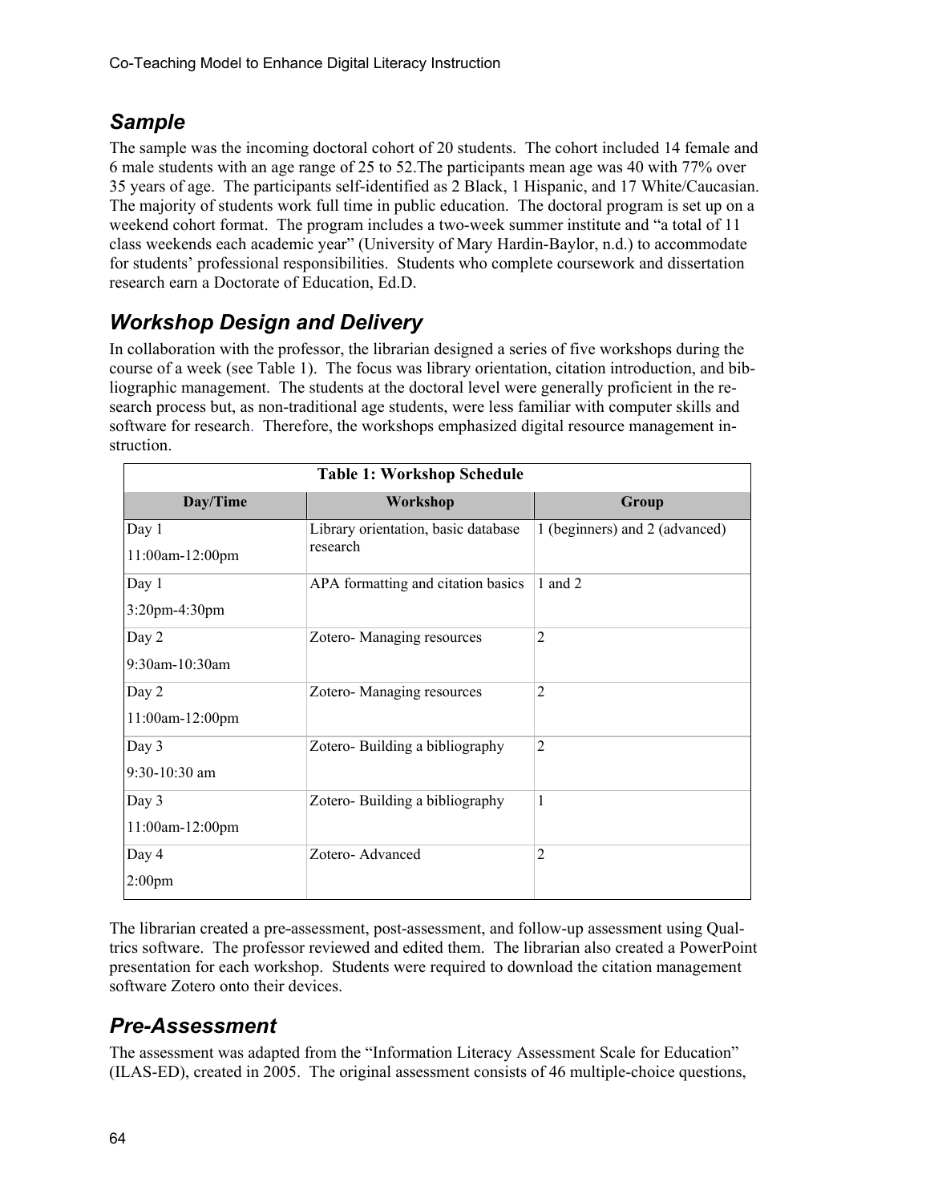## *Sample*

The sample was the incoming doctoral cohort of 20 students. The cohort included 14 female and 6 male students with an age range of 25 to 52.The participants mean age was 40 with 77% over 35 years of age. The participants self-identified as 2 Black, 1 Hispanic, and 17 White/Caucasian. The majority of students work full time in public education. The doctoral program is set up on a weekend cohort format. The program includes a two-week summer institute and "a total of 11 class weekends each academic year" (University of Mary Hardin-Baylor, n.d.) to accommodate for students' professional responsibilities. Students who complete coursework and dissertation research earn a Doctorate of Education, Ed.D.

## *Workshop Design and Delivery*

In collaboration with the professor, the librarian designed a series of five workshops during the course of a week (see Table 1). The focus was library orientation, citation introduction, and bibliographic management. The students at the doctoral level were generally proficient in the research process but, as non-traditional age students, were less familiar with computer skills and software for research. Therefore, the workshops emphasized digital resource management instruction.

**Table 1: Workshop Schedule**

| Day/Time | Workshop | Group |
|---|---|---|
| Day 1<br>11:00am-12:00pm | Library orientation, basic database research | 1 (beginners) and 2 (advanced) |
| Day 1<br>3:20pm-4:30pm | APA formatting and citation basics | 1 and 2 |
| Day 2<br>9:30am-10:30am | Zotero- Managing resources | 2 |
| Day 2<br>11:00am-12:00pm | Zotero- Managing resources | 2 |
| Day 3<br>9:30-10:30 am | Zotero- Building a bibliography | 2 |
| Day 3<br>11:00am-12:00pm | Zotero- Building a bibliography | 1 |
| Day 4<br>2:00pm | Zotero- Advanced | 2 |

The librarian created a pre-assessment, post-assessment, and follow-up assessment using Qualtrics software. The professor reviewed and edited them. The librarian also created a PowerPoint presentation for each workshop. Students were required to download the citation management software Zotero onto their devices.

## *Pre-Assessment*

The assessment was adapted from the "Information Literacy Assessment Scale for Education" (ILAS-ED), created in 2005. The original assessment consists of 46 multiple-choice questions,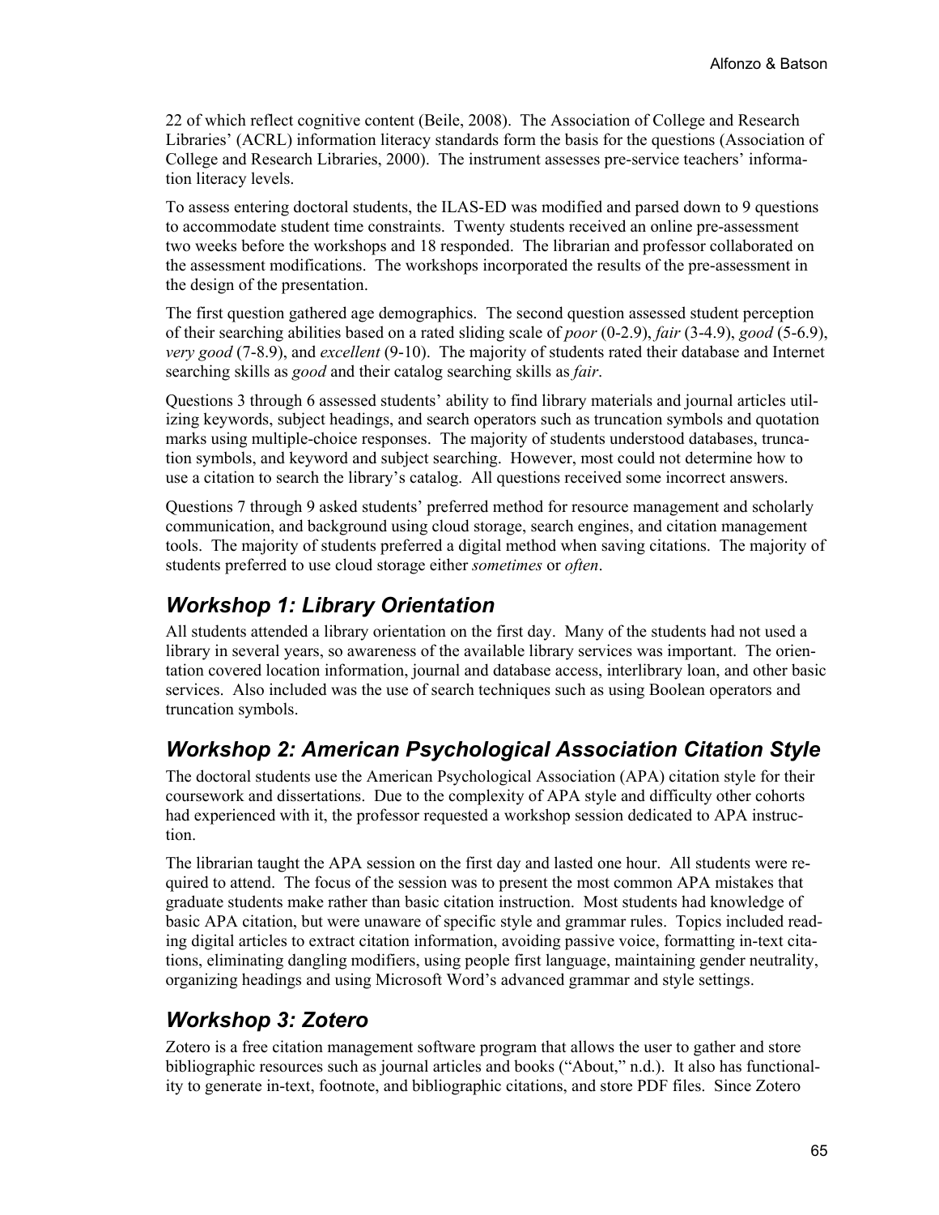22 of which reflect cognitive content (Beile, 2008). The Association of College and Research Libraries' (ACRL) information literacy standards form the basis for the questions (Association of College and Research Libraries, 2000). The instrument assesses pre-service teachers' information literacy levels.

To assess entering doctoral students, the ILAS-ED was modified and parsed down to 9 questions to accommodate student time constraints. Twenty students received an online pre-assessment two weeks before the workshops and 18 responded. The librarian and professor collaborated on the assessment modifications. The workshops incorporated the results of the pre-assessment in the design of the presentation.

The first question gathered age demographics. The second question assessed student perception of their searching abilities based on a rated sliding scale of *poor* (0-2.9), *fair* (3-4.9), *good* (5-6.9), *very good* (7-8.9), and *excellent* (9-10). The majority of students rated their database and Internet searching skills as *good* and their catalog searching skills as *fair*.

Questions 3 through 6 assessed students' ability to find library materials and journal articles utilizing keywords, subject headings, and search operators such as truncation symbols and quotation marks using multiple-choice responses. The majority of students understood databases, truncation symbols, and keyword and subject searching. However, most could not determine how to use a citation to search the library's catalog. All questions received some incorrect answers.

Questions 7 through 9 asked students' preferred method for resource management and scholarly communication, and background using cloud storage, search engines, and citation management tools. The majority of students preferred a digital method when saving citations. The majority of students preferred to use cloud storage either *sometimes* or *often*.

## *Workshop 1: Library Orientation*

All students attended a library orientation on the first day. Many of the students had not used a library in several years, so awareness of the available library services was important. The orientation covered location information, journal and database access, interlibrary loan, and other basic services. Also included was the use of search techniques such as using Boolean operators and truncation symbols.

## *Workshop 2: American Psychological Association Citation Style*

The doctoral students use the American Psychological Association (APA) citation style for their coursework and dissertations. Due to the complexity of APA style and difficulty other cohorts had experienced with it, the professor requested a workshop session dedicated to APA instruction.

The librarian taught the APA session on the first day and lasted one hour. All students were required to attend. The focus of the session was to present the most common APA mistakes that graduate students make rather than basic citation instruction. Most students had knowledge of basic APA citation, but were unaware of specific style and grammar rules. Topics included reading digital articles to extract citation information, avoiding passive voice, formatting in-text citations, eliminating dangling modifiers, using people first language, maintaining gender neutrality, organizing headings and using Microsoft Word's advanced grammar and style settings.

## *Workshop 3: Zotero*

Zotero is a free citation management software program that allows the user to gather and store bibliographic resources such as journal articles and books ("About," n.d.). It also has functionality to generate in-text, footnote, and bibliographic citations, and store PDF files. Since Zotero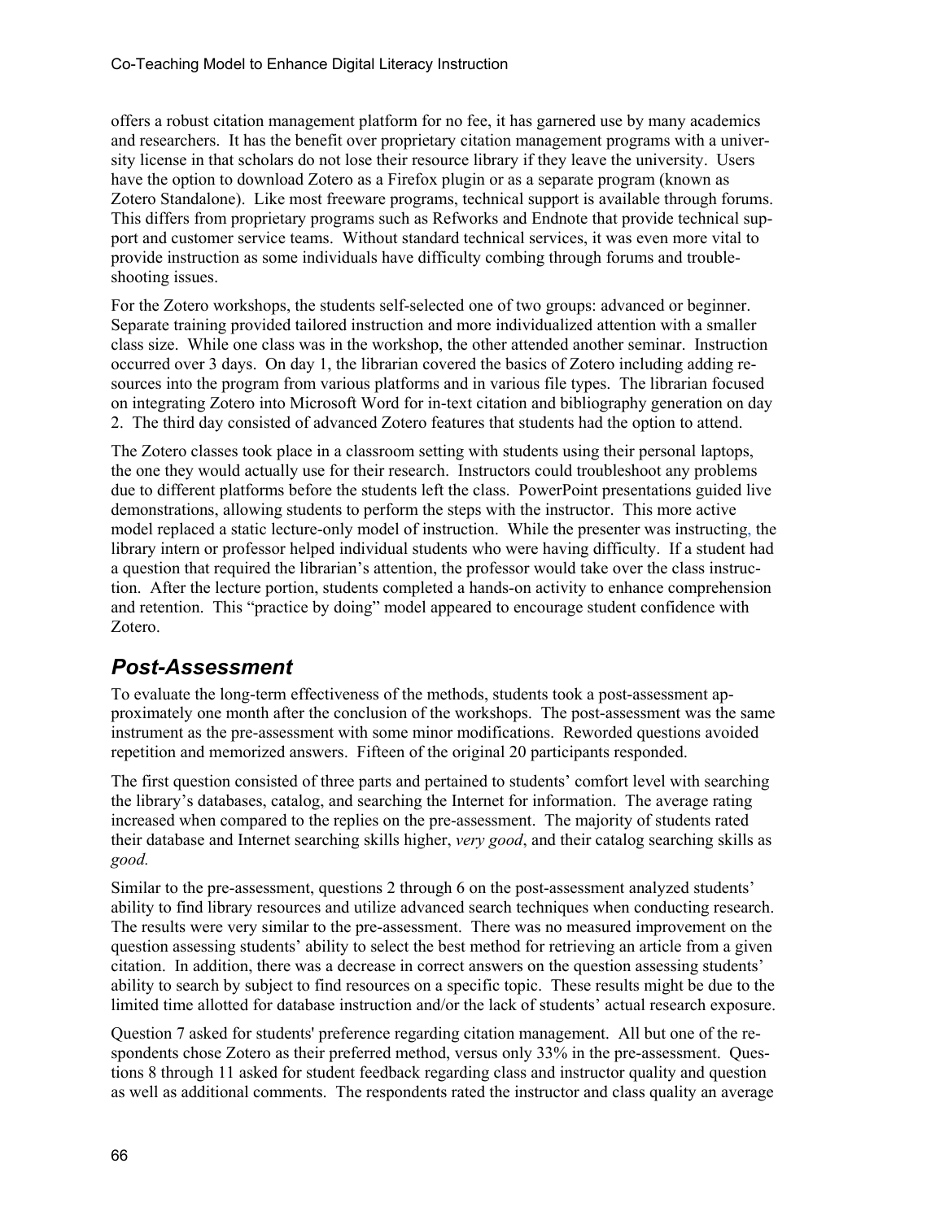offers a robust citation management platform for no fee, it has garnered use by many academics and researchers. It has the benefit over proprietary citation management programs with a university license in that scholars do not lose their resource library if they leave the university. Users have the option to download Zotero as a Firefox plugin or as a separate program (known as Zotero Standalone). Like most freeware programs, technical support is available through forums. This differs from proprietary programs such as Refworks and Endnote that provide technical support and customer service teams. Without standard technical services, it was even more vital to provide instruction as some individuals have difficulty combing through forums and troubleshooting issues.

For the Zotero workshops, the students self-selected one of two groups: advanced or beginner. Separate training provided tailored instruction and more individualized attention with a smaller class size. While one class was in the workshop, the other attended another seminar. Instruction occurred over 3 days. On day 1, the librarian covered the basics of Zotero including adding resources into the program from various platforms and in various file types. The librarian focused on integrating Zotero into Microsoft Word for in-text citation and bibliography generation on day 2. The third day consisted of advanced Zotero features that students had the option to attend.

The Zotero classes took place in a classroom setting with students using their personal laptops, the one they would actually use for their research. Instructors could troubleshoot any problems due to different platforms before the students left the class. PowerPoint presentations guided live demonstrations, allowing students to perform the steps with the instructor. This more active model replaced a static lecture-only model of instruction. While the presenter was instructing, the library intern or professor helped individual students who were having difficulty. If a student had a question that required the librarian's attention, the professor would take over the class instruction. After the lecture portion, students completed a hands-on activity to enhance comprehension and retention. This "practice by doing" model appeared to encourage student confidence with Zotero.

## *Post-Assessment*

To evaluate the long-term effectiveness of the methods, students took a post-assessment approximately one month after the conclusion of the workshops. The post-assessment was the same instrument as the pre-assessment with some minor modifications. Reworded questions avoided repetition and memorized answers. Fifteen of the original 20 participants responded.

The first question consisted of three parts and pertained to students' comfort level with searching the library's databases, catalog, and searching the Internet for information. The average rating increased when compared to the replies on the pre-assessment. The majority of students rated their database and Internet searching skills higher, *very good*, and their catalog searching skills as *good.*

Similar to the pre-assessment, questions 2 through 6 on the post-assessment analyzed students' ability to find library resources and utilize advanced search techniques when conducting research. The results were very similar to the pre-assessment. There was no measured improvement on the question assessing students' ability to select the best method for retrieving an article from a given citation. In addition, there was a decrease in correct answers on the question assessing students' ability to search by subject to find resources on a specific topic. These results might be due to the limited time allotted for database instruction and/or the lack of students' actual research exposure.

Question 7 asked for students' preference regarding citation management. All but one of the respondents chose Zotero as their preferred method, versus only 33% in the pre-assessment. Questions 8 through 11 asked for student feedback regarding class and instructor quality and question as well as additional comments. The respondents rated the instructor and class quality an average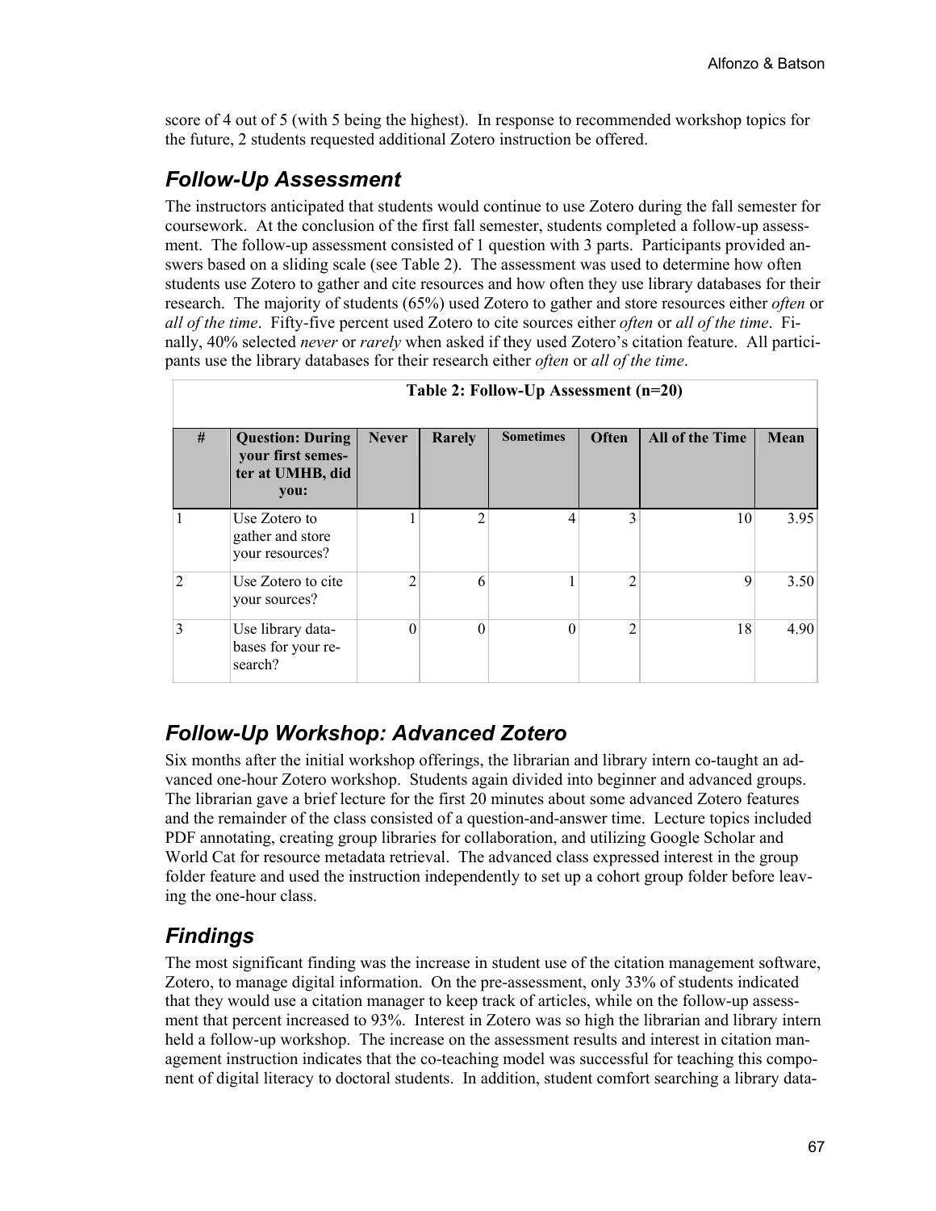score of 4 out of 5 (with 5 being the highest). In response to recommended workshop topics for the future, 2 students requested additional Zotero instruction be offered.

## Follow-Up Assessment

The instructors anticipated that students would continue to use Zotero during the fall semester for coursework. At the conclusion of the first fall semester, students completed a follow-up assessment. The follow-up assessment consisted of 1 question with 3 parts. Participants provided answers based on a sliding scale (see Table 2). The assessment was used to determine how often students use Zotero to gather and cite resources and how often they use library databases for their research. The majority of students (65%) used Zotero to gather and store resources either *often* or *all of the time*. Fifty-five percent used Zotero to cite sources either *often* or *all of the time*. Finally, 40% selected *never* or *rarely* when asked if they used Zotero's citation feature. All participants use the library databases for their research either *often* or *all of the time*.

**Table 2: Follow-Up Assessment (n=20)**

| # | Question: During your first semester at UMHB, did you: | Never | Rarely | Sometimes | Often | All of the Time | Mean |
|---|---|---|---|---|---|---|---|
| 1 | Use Zotero to gather and store your resources? | 1 | 2 | 4 | 3 | 10 | 3.95 |
| 2 | Use Zotero to cite your sources? | 2 | 6 | 1 | 2 | 9 | 3.50 |
| 3 | Use library databases for your research? | 0 | 0 | 0 | 2 | 18 | 4.90 |

## Follow-Up Workshop: Advanced Zotero

Six months after the initial workshop offerings, the librarian and library intern co-taught an advanced one-hour Zotero workshop. Students again divided into beginner and advanced groups. The librarian gave a brief lecture for the first 20 minutes about some advanced Zotero features and the remainder of the class consisted of a question-and-answer time. Lecture topics included PDF annotating, creating group libraries for collaboration, and utilizing Google Scholar and World Cat for resource metadata retrieval. The advanced class expressed interest in the group folder feature and used the instruction independently to set up a cohort group folder before leaving the one-hour class.

## Findings

The most significant finding was the increase in student use of the citation management software, Zotero, to manage digital information. On the pre-assessment, only 33% of students indicated that they would use a citation manager to keep track of articles, while on the follow-up assessment that percent increased to 93%. Interest in Zotero was so high the librarian and library intern held a follow-up workshop. The increase on the assessment results and interest in citation management instruction indicates that the co-teaching model was successful for teaching this component of digital literacy to doctoral students. In addition, student comfort searching a library data-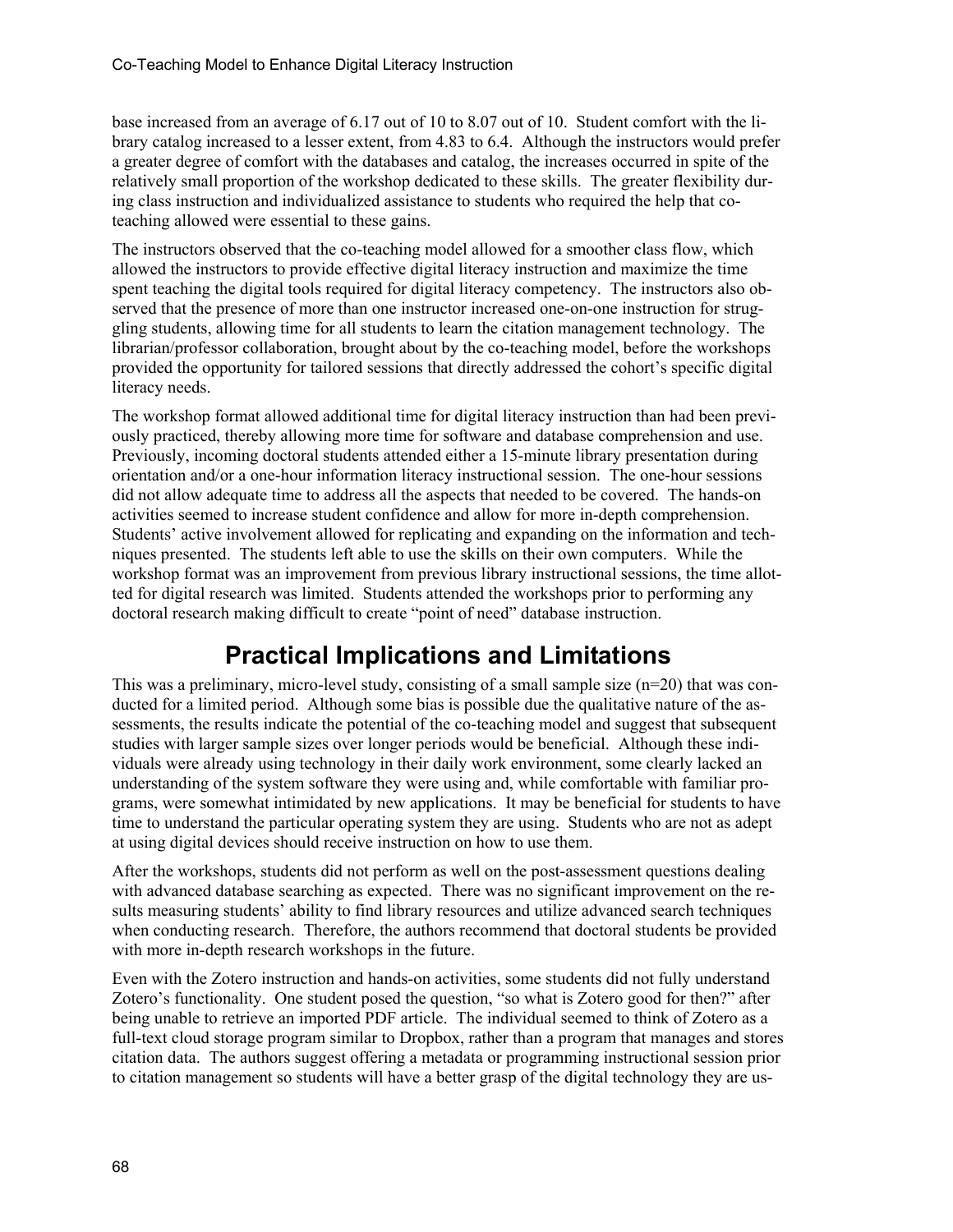base increased from an average of 6.17 out of 10 to 8.07 out of 10. Student comfort with the library catalog increased to a lesser extent, from 4.83 to 6.4. Although the instructors would prefer a greater degree of comfort with the databases and catalog, the increases occurred in spite of the relatively small proportion of the workshop dedicated to these skills. The greater flexibility during class instruction and individualized assistance to students who required the help that co-teaching allowed were essential to these gains.

The instructors observed that the co-teaching model allowed for a smoother class flow, which allowed the instructors to provide effective digital literacy instruction and maximize the time spent teaching the digital tools required for digital literacy competency. The instructors also observed that the presence of more than one instructor increased one-on-one instruction for struggling students, allowing time for all students to learn the citation management technology. The librarian/professor collaboration, brought about by the co-teaching model, before the workshops provided the opportunity for tailored sessions that directly addressed the cohort's specific digital literacy needs.

The workshop format allowed additional time for digital literacy instruction than had been previously practiced, thereby allowing more time for software and database comprehension and use. Previously, incoming doctoral students attended either a 15-minute library presentation during orientation and/or a one-hour information literacy instructional session. The one-hour sessions did not allow adequate time to address all the aspects that needed to be covered. The hands-on activities seemed to increase student confidence and allow for more in-depth comprehension. Students' active involvement allowed for replicating and expanding on the information and techniques presented. The students left able to use the skills on their own computers. While the workshop format was an improvement from previous library instructional sessions, the time allotted for digital research was limited. Students attended the workshops prior to performing any doctoral research making difficult to create "point of need" database instruction.

## Practical Implications and Limitations

This was a preliminary, micro-level study, consisting of a small sample size (n=20) that was conducted for a limited period. Although some bias is possible due the qualitative nature of the assessments, the results indicate the potential of the co-teaching model and suggest that subsequent studies with larger sample sizes over longer periods would be beneficial. Although these individuals were already using technology in their daily work environment, some clearly lacked an understanding of the system software they were using and, while comfortable with familiar programs, were somewhat intimidated by new applications. It may be beneficial for students to have time to understand the particular operating system they are using. Students who are not as adept at using digital devices should receive instruction on how to use them.

After the workshops, students did not perform as well on the post-assessment questions dealing with advanced database searching as expected. There was no significant improvement on the results measuring students' ability to find library resources and utilize advanced search techniques when conducting research. Therefore, the authors recommend that doctoral students be provided with more in-depth research workshops in the future.

Even with the Zotero instruction and hands-on activities, some students did not fully understand Zotero's functionality. One student posed the question, "so what is Zotero good for then?" after being unable to retrieve an imported PDF article. The individual seemed to think of Zotero as a full-text cloud storage program similar to Dropbox, rather than a program that manages and stores citation data. The authors suggest offering a metadata or programming instructional session prior to citation management so students will have a better grasp of the digital technology they are us-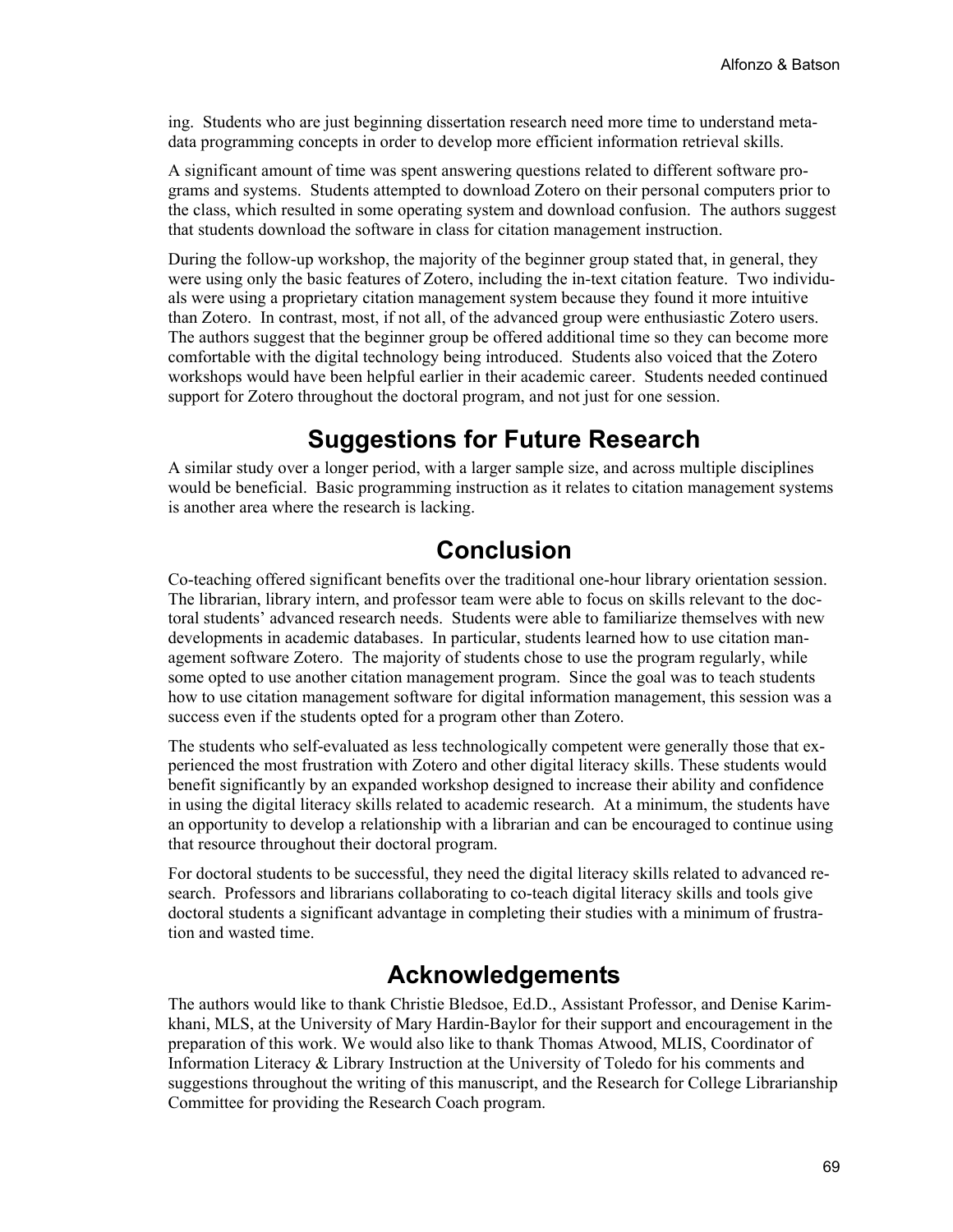ing. Students who are just beginning dissertation research need more time to understand metadata programming concepts in order to develop more efficient information retrieval skills.

A significant amount of time was spent answering questions related to different software programs and systems. Students attempted to download Zotero on their personal computers prior to the class, which resulted in some operating system and download confusion. The authors suggest that students download the software in class for citation management instruction.

During the follow-up workshop, the majority of the beginner group stated that, in general, they were using only the basic features of Zotero, including the in-text citation feature. Two individuals were using a proprietary citation management system because they found it more intuitive than Zotero. In contrast, most, if not all, of the advanced group were enthusiastic Zotero users. The authors suggest that the beginner group be offered additional time so they can become more comfortable with the digital technology being introduced. Students also voiced that the Zotero workshops would have been helpful earlier in their academic career. Students needed continued support for Zotero throughout the doctoral program, and not just for one session.

## Suggestions for Future Research

A similar study over a longer period, with a larger sample size, and across multiple disciplines would be beneficial. Basic programming instruction as it relates to citation management systems is another area where the research is lacking.

## Conclusion

Co-teaching offered significant benefits over the traditional one-hour library orientation session. The librarian, library intern, and professor team were able to focus on skills relevant to the doctoral students' advanced research needs. Students were able to familiarize themselves with new developments in academic databases. In particular, students learned how to use citation management software Zotero. The majority of students chose to use the program regularly, while some opted to use another citation management program. Since the goal was to teach students how to use citation management software for digital information management, this session was a success even if the students opted for a program other than Zotero.

The students who self-evaluated as less technologically competent were generally those that experienced the most frustration with Zotero and other digital literacy skills. These students would benefit significantly by an expanded workshop designed to increase their ability and confidence in using the digital literacy skills related to academic research. At a minimum, the students have an opportunity to develop a relationship with a librarian and can be encouraged to continue using that resource throughout their doctoral program.

For doctoral students to be successful, they need the digital literacy skills related to advanced research. Professors and librarians collaborating to co-teach digital literacy skills and tools give doctoral students a significant advantage in completing their studies with a minimum of frustration and wasted time.

## Acknowledgements

The authors would like to thank Christie Bledsoe, Ed.D., Assistant Professor, and Denise Karimkhani, MLS, at the University of Mary Hardin-Baylor for their support and encouragement in the preparation of this work. We would also like to thank Thomas Atwood, MLIS, Coordinator of Information Literacy & Library Instruction at the University of Toledo for his comments and suggestions throughout the writing of this manuscript, and the Research for College Librarianship Committee for providing the Research Coach program.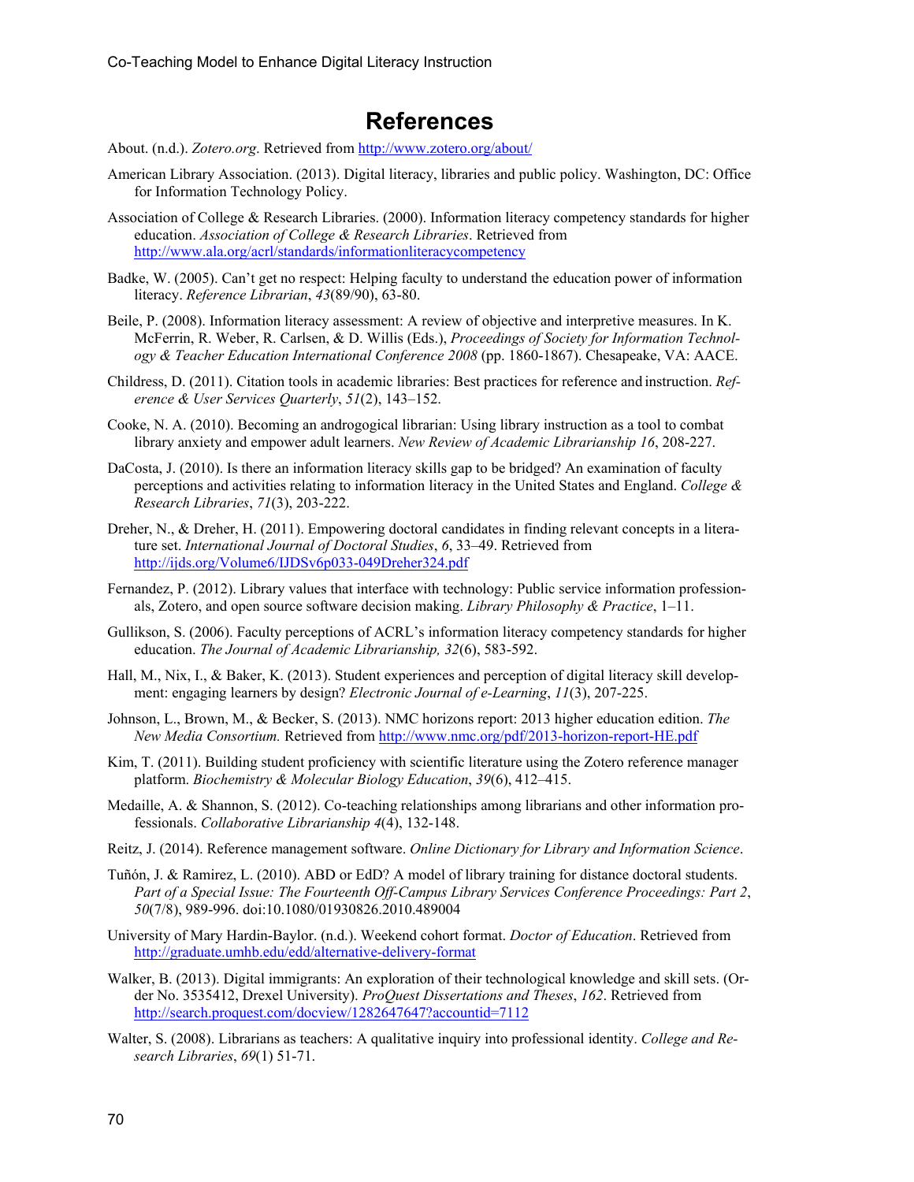# References

About. (n.d.). *Zotero.org*. Retrieved from http://www.zotero.org/about/

American Library Association. (2013). Digital literacy, libraries and public policy. Washington, DC: Office for Information Technology Policy.

Association of College & Research Libraries. (2000). Information literacy competency standards for higher education. *Association of College & Research Libraries*. Retrieved from http://www.ala.org/acrl/standards/informationliteracycompetency

Badke, W. (2005). Can't get no respect: Helping faculty to understand the education power of information literacy. *Reference Librarian*, *43*(89/90), 63-80.

Beile, P. (2008). Information literacy assessment: A review of objective and interpretive measures. In K. McFerrin, R. Weber, R. Carlsen, & D. Willis (Eds.), *Proceedings of Society for Information Technology & Teacher Education International Conference 2008* (pp. 1860-1867). Chesapeake, VA: AACE.

Childress, D. (2011). Citation tools in academic libraries: Best practices for reference and instruction. *Reference & User Services Quarterly*, *51*(2), 143–152.

Cooke, N. A. (2010). Becoming an androgogical librarian: Using library instruction as a tool to combat library anxiety and empower adult learners. *New Review of Academic Librarianship 16*, 208-227.

DaCosta, J. (2010). Is there an information literacy skills gap to be bridged? An examination of faculty perceptions and activities relating to information literacy in the United States and England. *College & Research Libraries*, *71*(3), 203-222.

Dreher, N., & Dreher, H. (2011). Empowering doctoral candidates in finding relevant concepts in a literature set. *International Journal of Doctoral Studies*, *6*, 33–49. Retrieved from http://ijds.org/Volume6/IJDSv6p033-049Dreher324.pdf

Fernandez, P. (2012). Library values that interface with technology: Public service information professionals, Zotero, and open source software decision making. *Library Philosophy & Practice*, 1–11.

Gullikson, S. (2006). Faculty perceptions of ACRL's information literacy competency standards for higher education. *The Journal of Academic Librarianship, 32*(6), 583-592.

Hall, M., Nix, I., & Baker, K. (2013). Student experiences and perception of digital literacy skill development: engaging learners by design? *Electronic Journal of e-Learning*, *11*(3), 207-225.

Johnson, L., Brown, M., & Becker, S. (2013). NMC horizons report: 2013 higher education edition. *The New Media Consortium.* Retrieved from http://www.nmc.org/pdf/2013-horizon-report-HE.pdf

Kim, T. (2011). Building student proficiency with scientific literature using the Zotero reference manager platform. *Biochemistry & Molecular Biology Education*, *39*(6), 412–415.

Medaille, A. & Shannon, S. (2012). Co-teaching relationships among librarians and other information professionals. *Collaborative Librarianship 4*(4), 132-148.

Reitz, J. (2014). Reference management software. *Online Dictionary for Library and Information Science*.

Tuñón, J. & Ramirez, L. (2010). ABD or EdD? A model of library training for distance doctoral students. *Part of a Special Issue: The Fourteenth Off-Campus Library Services Conference Proceedings: Part 2*, *50*(7/8), 989-996. doi:10.1080/01930826.2010.489004

University of Mary Hardin-Baylor. (n.d.). Weekend cohort format. *Doctor of Education*. Retrieved from http://graduate.umhb.edu/edd/alternative-delivery-format

Walker, B. (2013). Digital immigrants: An exploration of their technological knowledge and skill sets. (Order No. 3535412, Drexel University). *ProQuest Dissertations and Theses*, *162*. Retrieved from http://search.proquest.com/docview/1282647647?accountid=7112

Walter, S. (2008). Librarians as teachers: A qualitative inquiry into professional identity. *College and Research Libraries*, *69*(1) 51-71.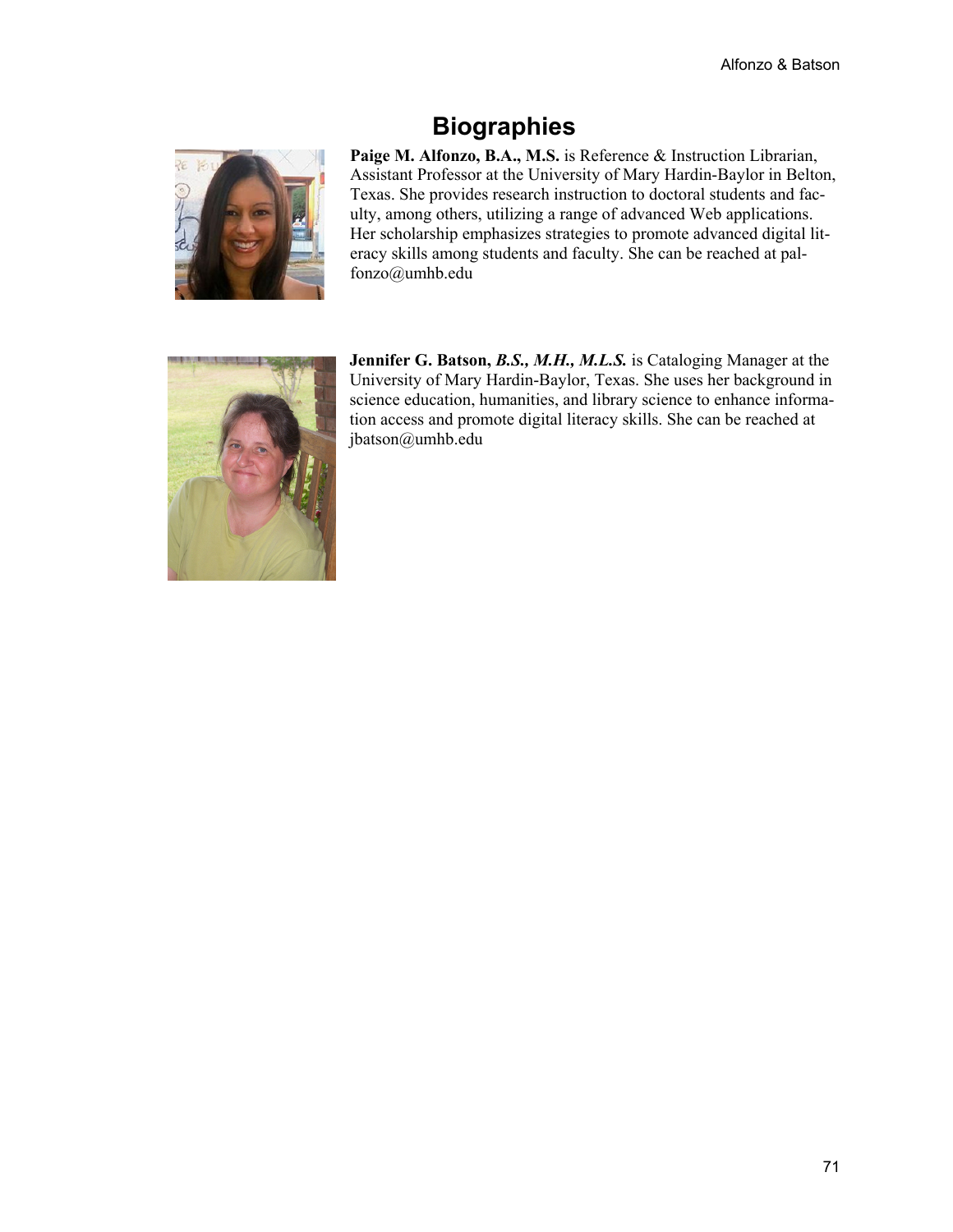# Biographies

**Paige M. Alfonzo, B.A., M.S.** is Reference & Instruction Librarian, Assistant Professor at the University of Mary Hardin-Baylor in Belton, Texas. She provides research instruction to doctoral students and faculty, among others, utilizing a range of advanced Web applications. Her scholarship emphasizes strategies to promote advanced digital literacy skills among students and faculty. She can be reached at palfonzo@umhb.edu

**Jennifer G. Batson, *B.S., M.H., M.L.S.*** is Cataloging Manager at the University of Mary Hardin-Baylor, Texas. She uses her background in science education, humanities, and library science to enhance information access and promote digital literacy skills. She can be reached at jbatson@umhb.edu